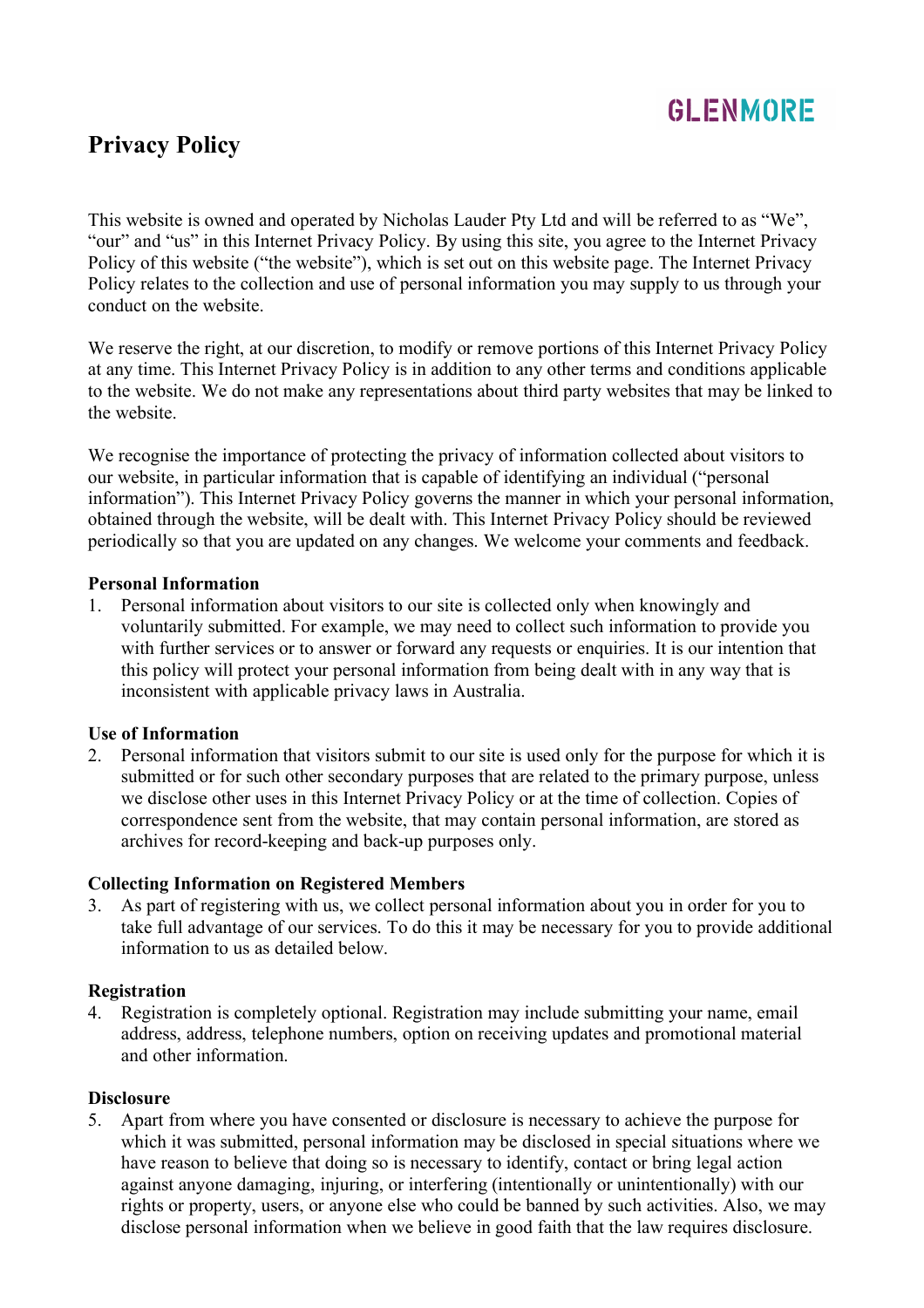GLENMORE

# Privacy Policy

This website is owned and operated by Nicholas Lauder Pty Ltd and will be referred to as "We", "our" and "us" in this Internet Privacy Policy. By using this site, you agree to the Internet Privacy Policy of this website ("the website"), which is set out on this website page. The Internet Privacy Policy relates to the collection and use of personal information you may supply to us through your conduct on the website.

We reserve the right, at our discretion, to modify or remove portions of this Internet Privacy Policy at any time. This Internet Privacy Policy is in addition to any other terms and conditions applicable to the website. We do not make any representations about third party websites that may be linked to the website.

We recognise the importance of protecting the privacy of information collected about visitors to our website, in particular information that is capable of identifying an individual ("personal information"). This Internet Privacy Policy governs the manner in which your personal information, obtained through the website, will be dealt with. This Internet Privacy Policy should be reviewed periodically so that you are updated on any changes. We welcome your comments and feedback.

**Personal Information**

1. Personal information about visitors to our site is collected only when knowingly and voluntarily submitted. For example, we may need to collect such information to provide you with further services or to answer or forward any requests or enquiries. It is our intention that this policy will protect your personal information from being dealt with in any way that is inconsistent with applicable privacy laws in Australia.

**Use of Information**

2. Personal information that visitors submit to our site is used only for the purpose for which it is submitted or for such other secondary purposes that are related to the primary purpose, unless we disclose other uses in this Internet Privacy Policy or at the time of collection. Copies of correspondence sent from the website, that may contain personal information, are stored as archives for record-keeping and back-up purposes only.

**Collecting Information on Registered Members**

3. As part of registering with us, we collect personal information about you in order for you to take full advantage of our services. To do this it may be necessary for you to provide additional information to us as detailed below.

**Registration**

4. Registration is completely optional. Registration may include submitting your name, email address, address, telephone numbers, option on receiving updates and promotional material and other information.

**Disclosure**

5. Apart from where you have consented or disclosure is necessary to achieve the purpose for which it was submitted, personal information may be disclosed in special situations where we have reason to believe that doing so is necessary to identify, contact or bring legal action against anyone damaging, injuring, or interfering (intentionally or unintentionally) with our rights or property, users, or anyone else who could be banned by such activities. Also, we may disclose personal information when we believe in good faith that the law requires disclosure.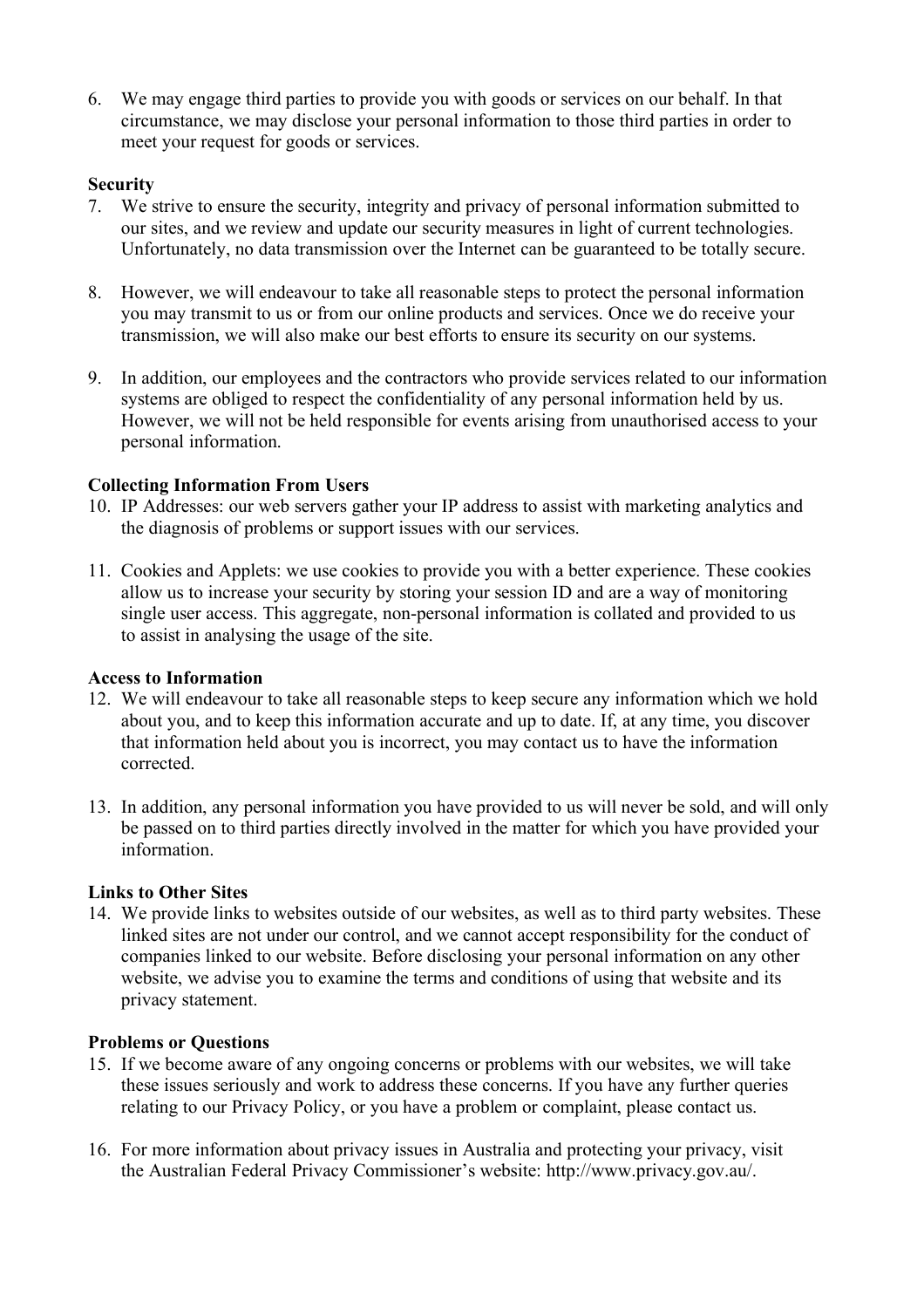6. We may engage third parties to provide you with goods or services on our behalf. In that circumstance, we may disclose your personal information to those third parties in order to meet your request for goods or services.

**Security**

7. We strive to ensure the security, integrity and privacy of personal information submitted to our sites, and we review and update our security measures in light of current technologies. Unfortunately, no data transmission over the Internet can be guaranteed to be totally secure.

8. However, we will endeavour to take all reasonable steps to protect the personal information you may transmit to us or from our online products and services. Once we do receive your transmission, we will also make our best efforts to ensure its security on our systems.

9. In addition, our employees and the contractors who provide services related to our information systems are obliged to respect the confidentiality of any personal information held by us. However, we will not be held responsible for events arising from unauthorised access to your personal information.

**Collecting Information From Users**

10. IP Addresses: our web servers gather your IP address to assist with marketing analytics and the diagnosis of problems or support issues with our services.

11. Cookies and Applets: we use cookies to provide you with a better experience. These cookies allow us to increase your security by storing your session ID and are a way of monitoring single user access. This aggregate, non-personal information is collated and provided to us to assist in analysing the usage of the site.

**Access to Information**

12. We will endeavour to take all reasonable steps to keep secure any information which we hold about you, and to keep this information accurate and up to date. If, at any time, you discover that information held about you is incorrect, you may contact us to have the information corrected.

13. In addition, any personal information you have provided to us will never be sold, and will only be passed on to third parties directly involved in the matter for which you have provided your information.

**Links to Other Sites**

14. We provide links to websites outside of our websites, as well as to third party websites. These linked sites are not under our control, and we cannot accept responsibility for the conduct of companies linked to our website. Before disclosing your personal information on any other website, we advise you to examine the terms and conditions of using that website and its privacy statement.

**Problems or Questions**

15. If we become aware of any ongoing concerns or problems with our websites, we will take these issues seriously and work to address these concerns. If you have any further queries relating to our Privacy Policy, or you have a problem or complaint, please contact us.

16. For more information about privacy issues in Australia and protecting your privacy, visit the Australian Federal Privacy Commissioner's website: http://www.privacy.gov.au/.